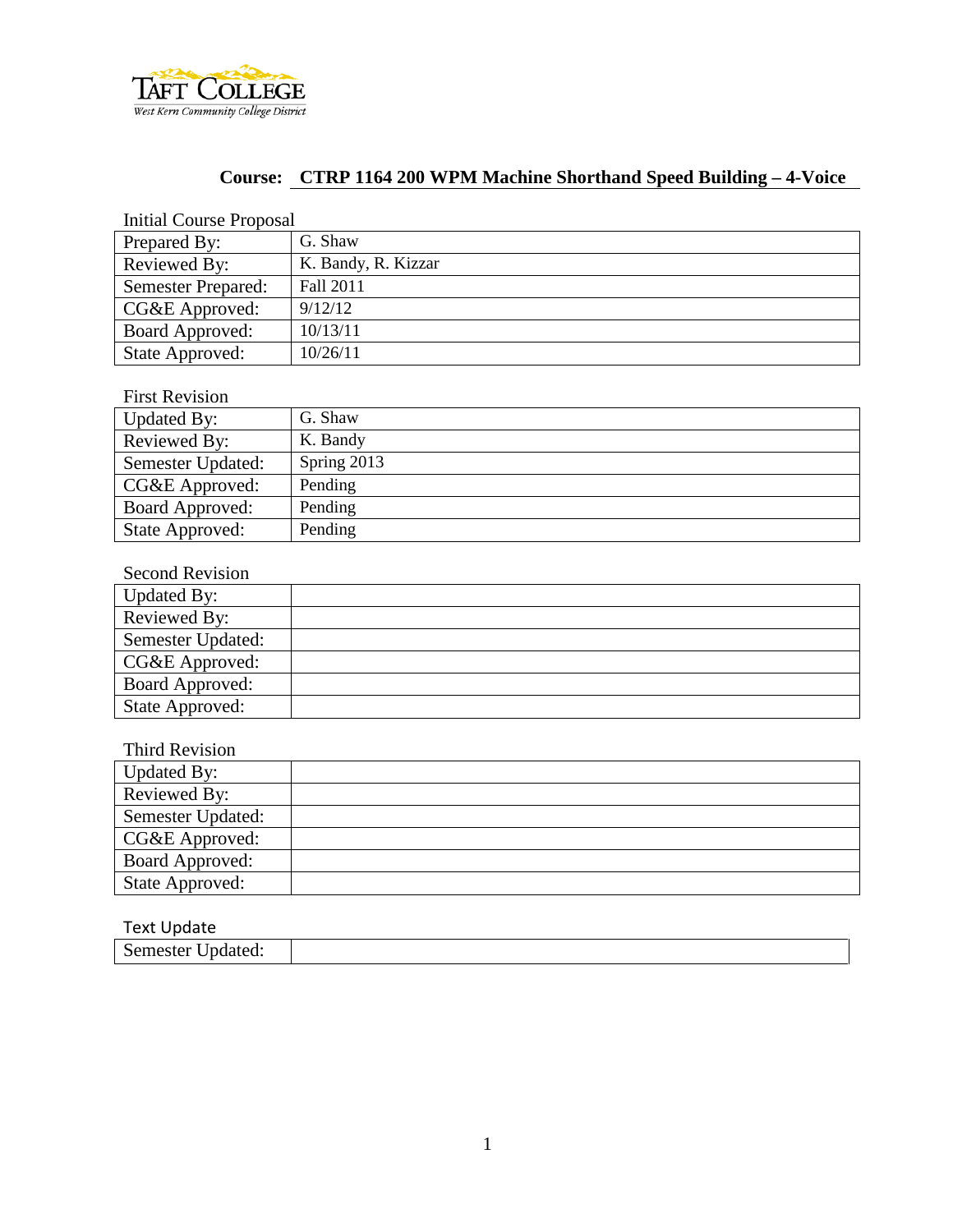Taft College

West Kern Community College District

## Course: CTRP 1164 200 WPM Machine Shorthand Speed Building – 4-Voice

Initial Course Proposal

| | |
|---|---|
| Prepared By: | G. Shaw |
| Reviewed By: | K. Bandy, R. Kizzar |
| Semester Prepared: | Fall 2011 |
| CG&E Approved: | 9/12/12 |
| Board Approved: | 10/13/11 |
| State Approved: | 10/26/11 |

First Revision

| | |
|---|---|
| Updated By: | G. Shaw |
| Reviewed By: | K. Bandy |
| Semester Updated: | Spring 2013 |
| CG&E Approved: | Pending |
| Board Approved: | Pending |
| State Approved: | Pending |

Second Revision

| | |
|---|---|
| Updated By: | |
| Reviewed By: | |
| Semester Updated: | |
| CG&E Approved: | |
| Board Approved: | |
| State Approved: | |

Third Revision

| | |
|---|---|
| Updated By: | |
| Reviewed By: | |
| Semester Updated: | |
| CG&E Approved: | |
| Board Approved: | |
| State Approved: | |

Text Update

| | |
|---|---|
| Semester Updated: | |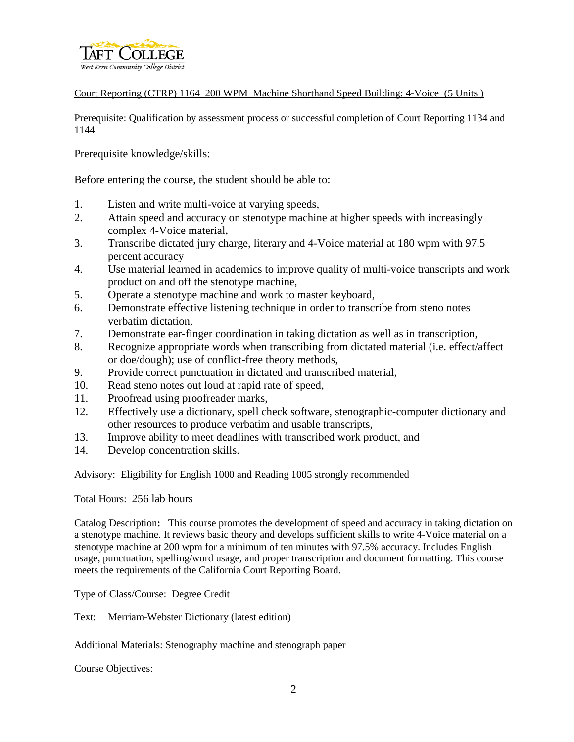Court Reporting (CTRP) 1164 200 WPM Machine Shorthand Speed Building: 4-Voice (5 Units )

Prerequisite: Qualification by assessment process or successful completion of Court Reporting 1134 and 1144

Prerequisite knowledge/skills:

Before entering the course, the student should be able to:

1. Listen and write multi-voice at varying speeds,
2. Attain speed and accuracy on stenotype machine at higher speeds with increasingly complex 4-Voice material,
3. Transcribe dictated jury charge, literary and 4-Voice material at 180 wpm with 97.5 percent accuracy
4. Use material learned in academics to improve quality of multi-voice transcripts and work product on and off the stenotype machine,
5. Operate a stenotype machine and work to master keyboard,
6. Demonstrate effective listening technique in order to transcribe from steno notes verbatim dictation,
7. Demonstrate ear-finger coordination in taking dictation as well as in transcription,
8. Recognize appropriate words when transcribing from dictated material (i.e. effect/affect or doe/dough); use of conflict-free theory methods,
9. Provide correct punctuation in dictated and transcribed material,
10. Read steno notes out loud at rapid rate of speed,
11. Proofread using proofreader marks,
12. Effectively use a dictionary, spell check software, stenographic-computer dictionary and other resources to produce verbatim and usable transcripts,
13. Improve ability to meet deadlines with transcribed work product, and
14. Develop concentration skills.

Advisory: Eligibility for English 1000 and Reading 1005 strongly recommended

Total Hours: 256 lab hours

Catalog Description**:** This course promotes the development of speed and accuracy in taking dictation on a stenotype machine. It reviews basic theory and develops sufficient skills to write 4-Voice material on a stenotype machine at 200 wpm for a minimum of ten minutes with 97.5% accuracy. Includes English usage, punctuation, spelling/word usage, and proper transcription and document formatting. This course meets the requirements of the California Court Reporting Board.

Type of Class/Course: Degree Credit

Text: Merriam-Webster Dictionary (latest edition)

Additional Materials: Stenography machine and stenograph paper

Course Objectives: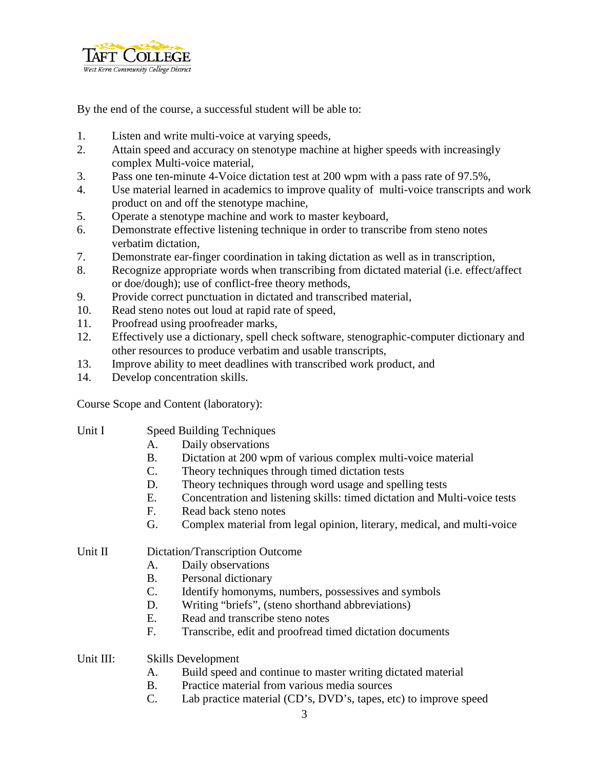By the end of the course, a successful student will be able to:

1. Listen and write multi-voice at varying speeds,
2. Attain speed and accuracy on stenotype machine at higher speeds with increasingly complex Multi-voice material,
3. Pass one ten-minute 4-Voice dictation test at 200 wpm with a pass rate of 97.5%,
4. Use material learned in academics to improve quality of multi-voice transcripts and work product on and off the stenotype machine,
5. Operate a stenotype machine and work to master keyboard,
6. Demonstrate effective listening technique in order to transcribe from steno notes verbatim dictation,
7. Demonstrate ear-finger coordination in taking dictation as well as in transcription,
8. Recognize appropriate words when transcribing from dictated material (i.e. effect/affect or doe/dough); use of conflict-free theory methods,
9. Provide correct punctuation in dictated and transcribed material,
10. Read steno notes out loud at rapid rate of speed,
11. Proofread using proofreader marks,
12. Effectively use a dictionary, spell check software, stenographic-computer dictionary and other resources to produce verbatim and usable transcripts,
13. Improve ability to meet deadlines with transcribed work product, and
14. Develop concentration skills.

Course Scope and Content (laboratory):

Unit I Speed Building Techniques

- A. Daily observations
- B. Dictation at 200 wpm of various complex multi-voice material
- C. Theory techniques through timed dictation tests
- D. Theory techniques through word usage and spelling tests
- E. Concentration and listening skills: timed dictation and Multi-voice tests
- F. Read back steno notes
- G. Complex material from legal opinion, literary, medical, and multi-voice

Unit II Dictation/Transcription Outcome

- A. Daily observations
- B. Personal dictionary
- C. Identify homonyms, numbers, possessives and symbols
- D. Writing "briefs", (steno shorthand abbreviations)
- E. Read and transcribe steno notes
- F. Transcribe, edit and proofread timed dictation documents

Unit III: Skills Development

- A. Build speed and continue to master writing dictated material
- B. Practice material from various media sources
- C. Lab practice material (CD's, DVD's, tapes, etc) to improve speed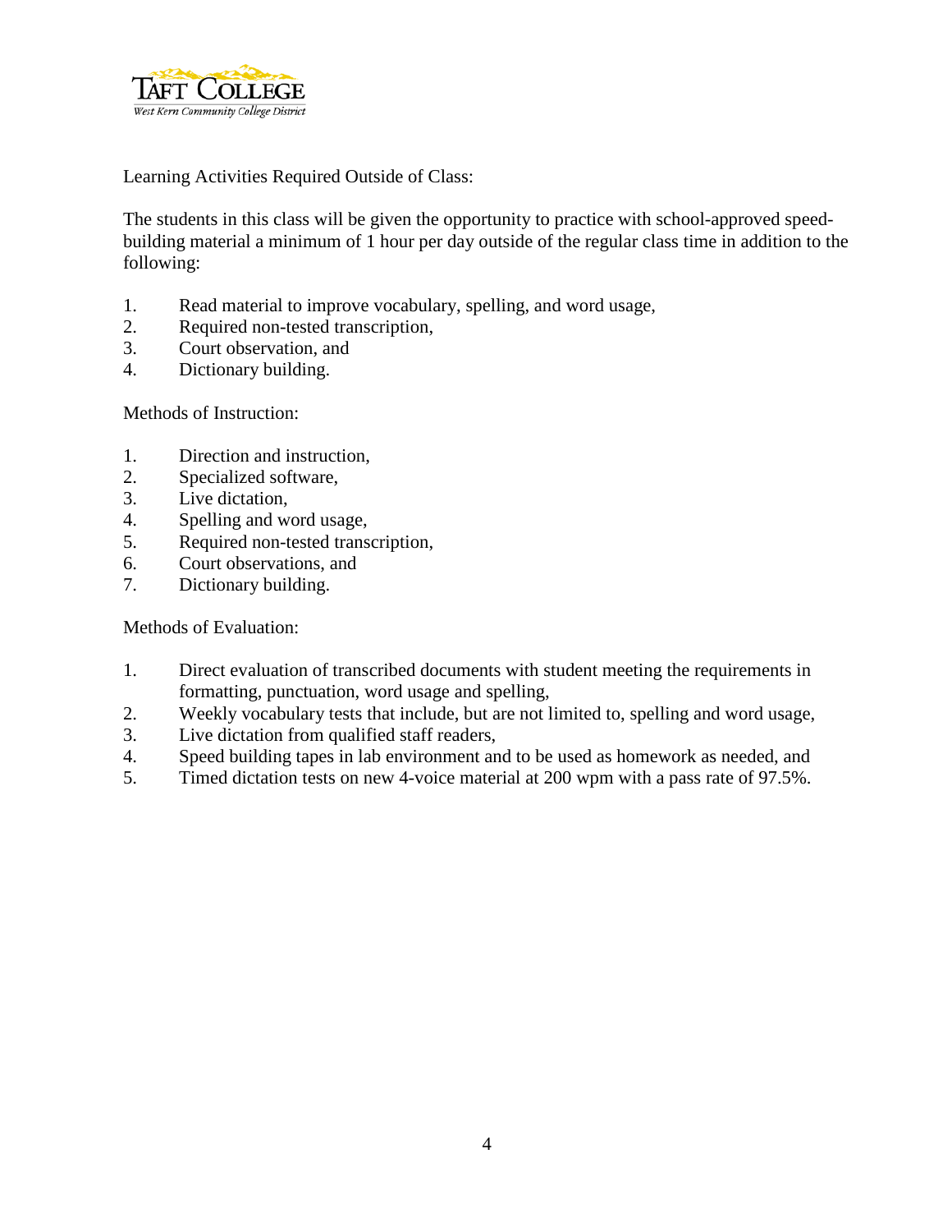Learning Activities Required Outside of Class:

The students in this class will be given the opportunity to practice with school-approved speed-building material a minimum of 1 hour per day outside of the regular class time in addition to the following:

1. Read material to improve vocabulary, spelling, and word usage,
2. Required non-tested transcription,
3. Court observation, and
4. Dictionary building.

Methods of Instruction:

1. Direction and instruction,
2. Specialized software,
3. Live dictation,
4. Spelling and word usage,
5. Required non-tested transcription,
6. Court observations, and
7. Dictionary building.

Methods of Evaluation:

1. Direct evaluation of transcribed documents with student meeting the requirements in formatting, punctuation, word usage and spelling,
2. Weekly vocabulary tests that include, but are not limited to, spelling and word usage,
3. Live dictation from qualified staff readers,
4. Speed building tapes in lab environment and to be used as homework as needed, and
5. Timed dictation tests on new 4-voice material at 200 wpm with a pass rate of 97.5%.